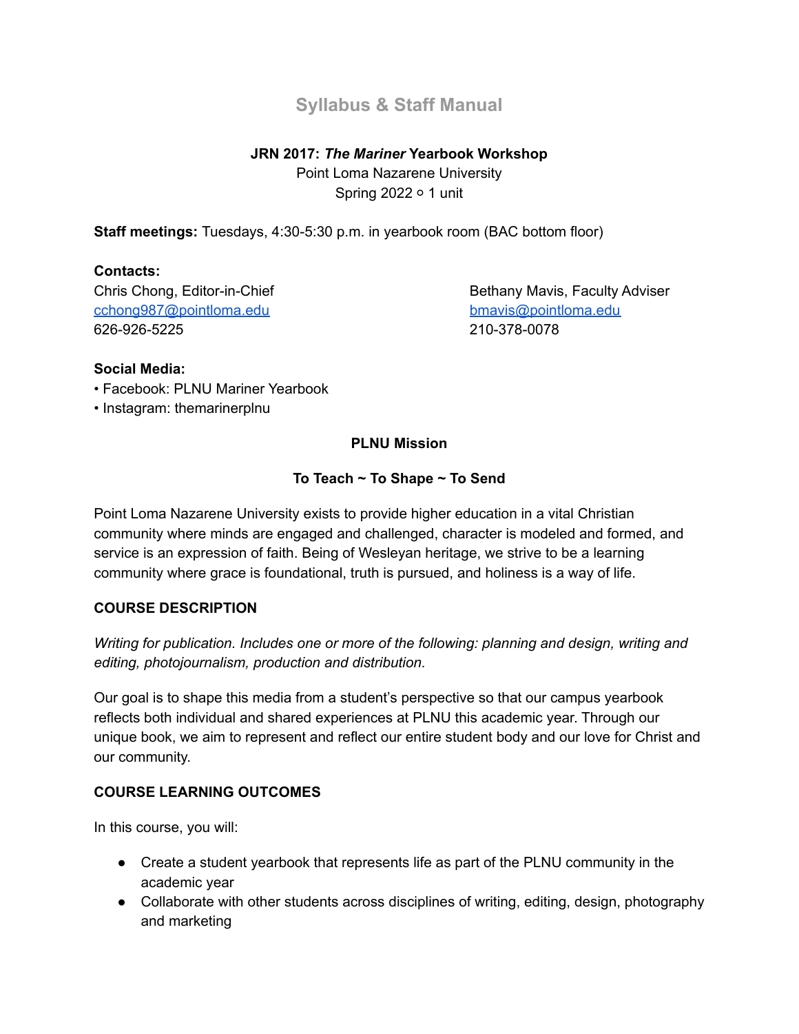# Syllabus & Staff Manual

**JRN 2017: *The Mariner* Yearbook Workshop**
Point Loma Nazarene University
Spring 2022 ◦ 1 unit

**Staff meetings:** Tuesdays, 4:30-5:30 p.m. in yearbook room (BAC bottom floor)

**Contacts:**

Chris Chong, Editor-in-Chief
cchong987@pointloma.edu
626-926-5225

Bethany Mavis, Faculty Adviser
bmavis@pointloma.edu
210-378-0078

**Social Media:**

- Facebook: PLNU Mariner Yearbook
- Instagram: themarinerplnu

**PLNU Mission**

**To Teach ~ To Shape ~ To Send**

Point Loma Nazarene University exists to provide higher education in a vital Christian community where minds are engaged and challenged, character is modeled and formed, and service is an expression of faith. Being of Wesleyan heritage, we strive to be a learning community where grace is foundational, truth is pursued, and holiness is a way of life.

## COURSE DESCRIPTION

*Writing for publication. Includes one or more of the following: planning and design, writing and editing, photojournalism, production and distribution.*

Our goal is to shape this media from a student's perspective so that our campus yearbook reflects both individual and shared experiences at PLNU this academic year. Through our unique book, we aim to represent and reflect our entire student body and our love for Christ and our community.

## COURSE LEARNING OUTCOMES

In this course, you will:

- Create a student yearbook that represents life as part of the PLNU community in the academic year
- Collaborate with other students across disciplines of writing, editing, design, photography and marketing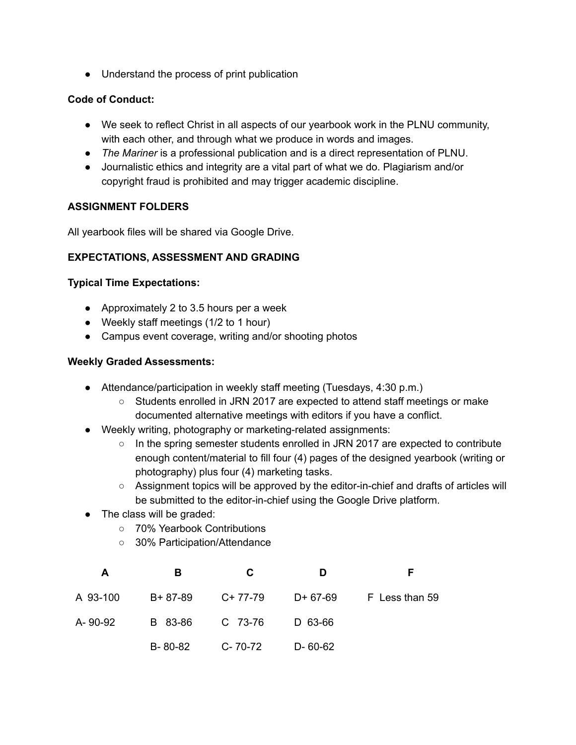- Understand the process of print publication

**Code of Conduct:**

- We seek to reflect Christ in all aspects of our yearbook work in the PLNU community, with each other, and through what we produce in words and images.
- *The Mariner* is a professional publication and is a direct representation of PLNU.
- Journalistic ethics and integrity are a vital part of what we do. Plagiarism and/or copyright fraud is prohibited and may trigger academic discipline.

**ASSIGNMENT FOLDERS**

All yearbook files will be shared via Google Drive.

**EXPECTATIONS, ASSESSMENT AND GRADING**

**Typical Time Expectations:**

- Approximately 2 to 3.5 hours per a week
- Weekly staff meetings (1/2 to 1 hour)
- Campus event coverage, writing and/or shooting photos

**Weekly Graded Assessments:**

- Attendance/participation in weekly staff meeting (Tuesdays, 4:30 p.m.)
  - Students enrolled in JRN 2017 are expected to attend staff meetings or make documented alternative meetings with editors if you have a conflict.
- Weekly writing, photography or marketing-related assignments:
  - In the spring semester students enrolled in JRN 2017 are expected to contribute enough content/material to fill four (4) pages of the designed yearbook (writing or photography) plus four (4) marketing tasks.
  - Assignment topics will be approved by the editor-in-chief and drafts of articles will be submitted to the editor-in-chief using the Google Drive platform.
- The class will be graded:
  - 70% Yearbook Contributions
  - 30% Participation/Attendance

| A | B | C | D | F |
|---|---|---|---|---|
| A 93-100 | B+ 87-89 | C+ 77-79 | D+ 67-69 | F Less than 59 |
| A- 90-92 | B 83-86 | C 73-76 | D 63-66 | |
| | B- 80-82 | C- 70-72 | D- 60-62 | |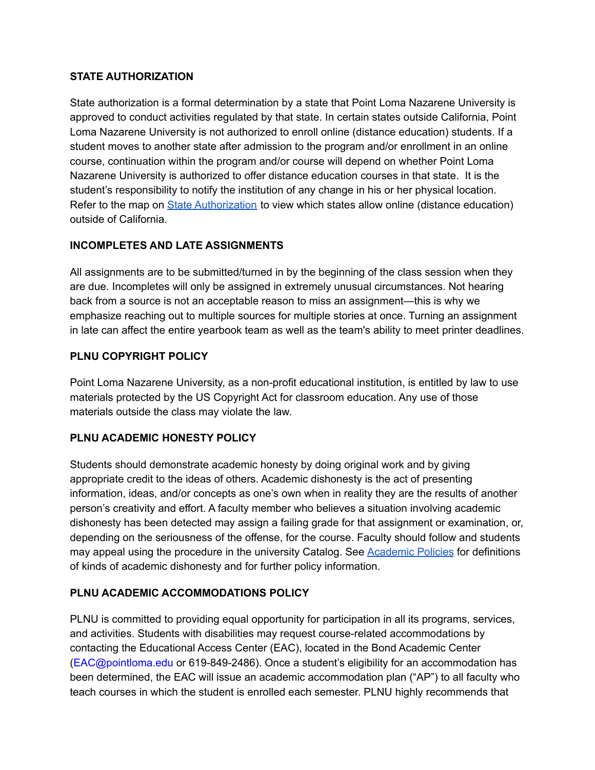**STATE AUTHORIZATION**

State authorization is a formal determination by a state that Point Loma Nazarene University is approved to conduct activities regulated by that state. In certain states outside California, Point Loma Nazarene University is not authorized to enroll online (distance education) students. If a student moves to another state after admission to the program and/or enrollment in an online course, continuation within the program and/or course will depend on whether Point Loma Nazarene University is authorized to offer distance education courses in that state. It is the student's responsibility to notify the institution of any change in his or her physical location. Refer to the map on State Authorization to view which states allow online (distance education) outside of California.

**INCOMPLETES AND LATE ASSIGNMENTS**

All assignments are to be submitted/turned in by the beginning of the class session when they are due. Incompletes will only be assigned in extremely unusual circumstances. Not hearing back from a source is not an acceptable reason to miss an assignment—this is why we emphasize reaching out to multiple sources for multiple stories at once. Turning an assignment in late can affect the entire yearbook team as well as the team's ability to meet printer deadlines.

**PLNU COPYRIGHT POLICY**

Point Loma Nazarene University, as a non-profit educational institution, is entitled by law to use materials protected by the US Copyright Act for classroom education. Any use of those materials outside the class may violate the law.

**PLNU ACADEMIC HONESTY POLICY**

Students should demonstrate academic honesty by doing original work and by giving appropriate credit to the ideas of others. Academic dishonesty is the act of presenting information, ideas, and/or concepts as one's own when in reality they are the results of another person's creativity and effort. A faculty member who believes a situation involving academic dishonesty has been detected may assign a failing grade for that assignment or examination, or, depending on the seriousness of the offense, for the course. Faculty should follow and students may appeal using the procedure in the university Catalog. See Academic Policies for definitions of kinds of academic dishonesty and for further policy information.

**PLNU ACADEMIC ACCOMMODATIONS POLICY**

PLNU is committed to providing equal opportunity for participation in all its programs, services, and activities. Students with disabilities may request course-related accommodations by contacting the Educational Access Center (EAC), located in the Bond Academic Center (EAC@pointloma.edu or 619-849-2486). Once a student's eligibility for an accommodation has been determined, the EAC will issue an academic accommodation plan ("AP") to all faculty who teach courses in which the student is enrolled each semester. PLNU highly recommends that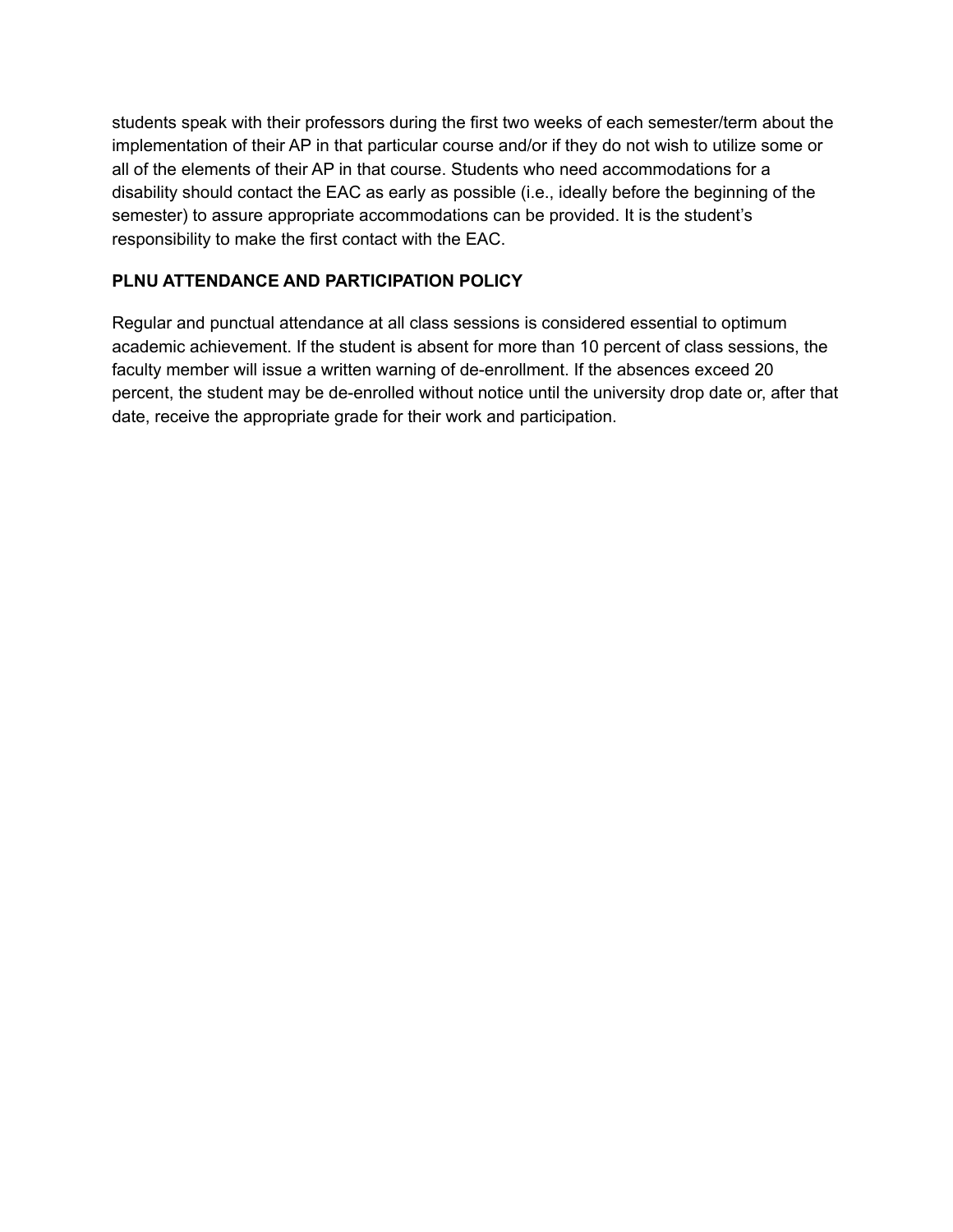students speak with their professors during the first two weeks of each semester/term about the implementation of their AP in that particular course and/or if they do not wish to utilize some or all of the elements of their AP in that course. Students who need accommodations for a disability should contact the EAC as early as possible (i.e., ideally before the beginning of the semester) to assure appropriate accommodations can be provided. It is the student's responsibility to make the first contact with the EAC.

**PLNU ATTENDANCE AND PARTICIPATION POLICY**

Regular and punctual attendance at all class sessions is considered essential to optimum academic achievement. If the student is absent for more than 10 percent of class sessions, the faculty member will issue a written warning of de-enrollment. If the absences exceed 20 percent, the student may be de-enrolled without notice until the university drop date or, after that date, receive the appropriate grade for their work and participation.